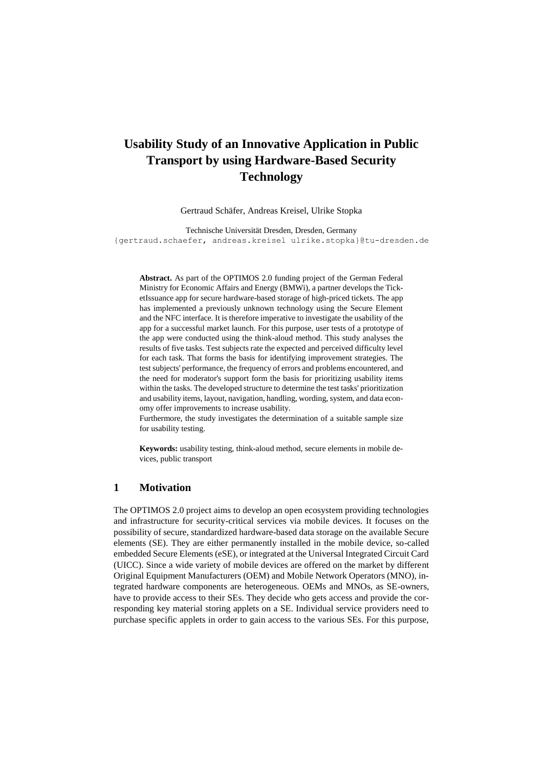# Usability Study of an Innovative Application in Public Transport by using Hardware-Based Security Technology

Gertraud Schäfer, Andreas Kreisel, Ulrike Stopka

Technische Universität Dresden, Dresden, Germany
{gertraud.schaefer, andreas.kreisel ulrike.stopka}@tu-dresden.de

**Abstract.** As part of the OPTIMOS 2.0 funding project of the German Federal Ministry for Economic Affairs and Energy (BMWi), a partner develops the TicketIssuance app for secure hardware-based storage of high-priced tickets. The app has implemented a previously unknown technology using the Secure Element and the NFC interface. It is therefore imperative to investigate the usability of the app for a successful market launch. For this purpose, user tests of a prototype of the app were conducted using the think-aloud method. This study analyses the results of five tasks. Test subjects rate the expected and perceived difficulty level for each task. That forms the basis for identifying improvement strategies. The test subjects' performance, the frequency of errors and problems encountered, and the need for moderator's support form the basis for prioritizing usability items within the tasks. The developed structure to determine the test tasks' prioritization and usability items, layout, navigation, handling, wording, system, and data economy offer improvements to increase usability.

Furthermore, the study investigates the determination of a suitable sample size for usability testing.

**Keywords:** usability testing, think-aloud method, secure elements in mobile devices, public transport

## 1 Motivation

The OPTIMOS 2.0 project aims to develop an open ecosystem providing technologies and infrastructure for security-critical services via mobile devices. It focuses on the possibility of secure, standardized hardware-based data storage on the available Secure elements (SE). They are either permanently installed in the mobile device, so-called embedded Secure Elements (eSE), or integrated at the Universal Integrated Circuit Card (UICC). Since a wide variety of mobile devices are offered on the market by different Original Equipment Manufacturers (OEM) and Mobile Network Operators (MNO), integrated hardware components are heterogeneous. OEMs and MNOs, as SE-owners, have to provide access to their SEs. They decide who gets access and provide the corresponding key material storing applets on a SE. Individual service providers need to purchase specific applets in order to gain access to the various SEs. For this purpose,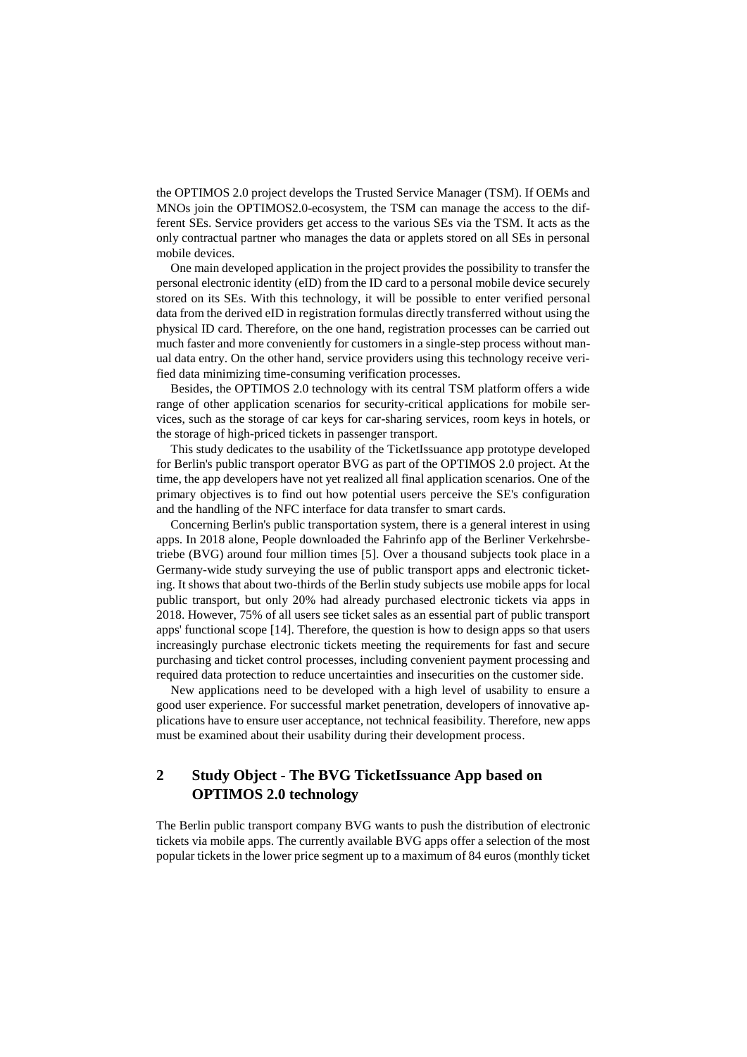the OPTIMOS 2.0 project develops the Trusted Service Manager (TSM). If OEMs and MNOs join the OPTIMOS2.0-ecosystem, the TSM can manage the access to the different SEs. Service providers get access to the various SEs via the TSM. It acts as the only contractual partner who manages the data or applets stored on all SEs in personal mobile devices.

One main developed application in the project provides the possibility to transfer the personal electronic identity (eID) from the ID card to a personal mobile device securely stored on its SEs. With this technology, it will be possible to enter verified personal data from the derived eID in registration formulas directly transferred without using the physical ID card. Therefore, on the one hand, registration processes can be carried out much faster and more conveniently for customers in a single-step process without manual data entry. On the other hand, service providers using this technology receive verified data minimizing time-consuming verification processes.

Besides, the OPTIMOS 2.0 technology with its central TSM platform offers a wide range of other application scenarios for security-critical applications for mobile services, such as the storage of car keys for car-sharing services, room keys in hotels, or the storage of high-priced tickets in passenger transport.

This study dedicates to the usability of the TicketIssuance app prototype developed for Berlin's public transport operator BVG as part of the OPTIMOS 2.0 project. At the time, the app developers have not yet realized all final application scenarios. One of the primary objectives is to find out how potential users perceive the SE's configuration and the handling of the NFC interface for data transfer to smart cards.

Concerning Berlin's public transportation system, there is a general interest in using apps. In 2018 alone, People downloaded the Fahrinfo app of the Berliner Verkehrsbetriebe (BVG) around four million times [5]. Over a thousand subjects took place in a Germany-wide study surveying the use of public transport apps and electronic ticketing. It shows that about two-thirds of the Berlin study subjects use mobile apps for local public transport, but only 20% had already purchased electronic tickets via apps in 2018. However, 75% of all users see ticket sales as an essential part of public transport apps' functional scope [14]. Therefore, the question is how to design apps so that users increasingly purchase electronic tickets meeting the requirements for fast and secure purchasing and ticket control processes, including convenient payment processing and required data protection to reduce uncertainties and insecurities on the customer side.

New applications need to be developed with a high level of usability to ensure a good user experience. For successful market penetration, developers of innovative applications have to ensure user acceptance, not technical feasibility. Therefore, new apps must be examined about their usability during their development process.

## 2 Study Object - The BVG TicketIssuance App based on OPTIMOS 2.0 technology

The Berlin public transport company BVG wants to push the distribution of electronic tickets via mobile apps. The currently available BVG apps offer a selection of the most popular tickets in the lower price segment up to a maximum of 84 euros (monthly ticket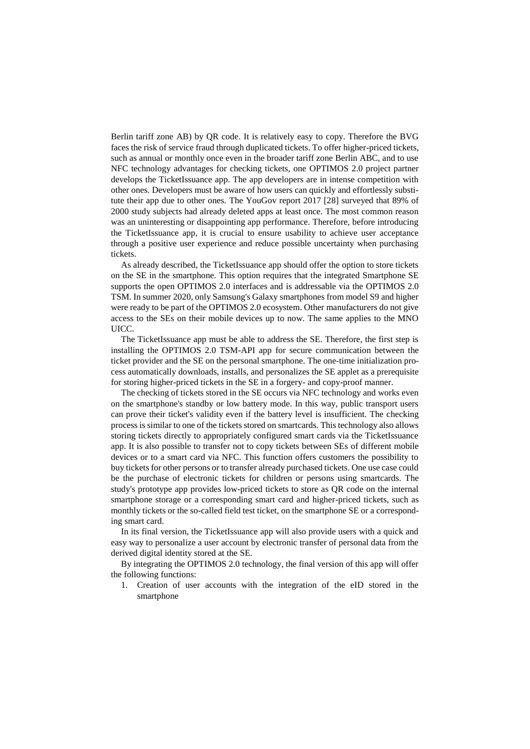Berlin tariff zone AB) by QR code. It is relatively easy to copy. Therefore the BVG faces the risk of service fraud through duplicated tickets. To offer higher-priced tickets, such as annual or monthly once even in the broader tariff zone Berlin ABC, and to use NFC technology advantages for checking tickets, one OPTIMOS 2.0 project partner develops the TicketIssuance app. The app developers are in intense competition with other ones. Developers must be aware of how users can quickly and effortlessly substitute their app due to other ones. The YouGov report 2017 [28] surveyed that 89% of 2000 study subjects had already deleted apps at least once. The most common reason was an uninteresting or disappointing app performance. Therefore, before introducing the TicketIssuance app, it is crucial to ensure usability to achieve user acceptance through a positive user experience and reduce possible uncertainty when purchasing tickets.

As already described, the TicketIssuance app should offer the option to store tickets on the SE in the smartphone. This option requires that the integrated Smartphone SE supports the open OPTIMOS 2.0 interfaces and is addressable via the OPTIMOS 2.0 TSM. In summer 2020, only Samsung's Galaxy smartphones from model S9 and higher were ready to be part of the OPTIMOS 2.0 ecosystem. Other manufacturers do not give access to the SEs on their mobile devices up to now. The same applies to the MNO UICC.

The TicketIssuance app must be able to address the SE. Therefore, the first step is installing the OPTIMOS 2.0 TSM-API app for secure communication between the ticket provider and the SE on the personal smartphone. The one-time initialization process automatically downloads, installs, and personalizes the SE applet as a prerequisite for storing higher-priced tickets in the SE in a forgery- and copy-proof manner.

The checking of tickets stored in the SE occurs via NFC technology and works even on the smartphone's standby or low battery mode. In this way, public transport users can prove their ticket's validity even if the battery level is insufficient. The checking process is similar to one of the tickets stored on smartcards. This technology also allows storing tickets directly to appropriately configured smart cards via the TicketIssuance app. It is also possible to transfer not to copy tickets between SEs of different mobile devices or to a smart card via NFC. This function offers customers the possibility to buy tickets for other persons or to transfer already purchased tickets. One use case could be the purchase of electronic tickets for children or persons using smartcards. The study's prototype app provides low-priced tickets to store as QR code on the internal smartphone storage or a corresponding smart card and higher-priced tickets, such as monthly tickets or the so-called field test ticket, on the smartphone SE or a corresponding smart card.

In its final version, the TicketIssuance app will also provide users with a quick and easy way to personalize a user account by electronic transfer of personal data from the derived digital identity stored at the SE.

By integrating the OPTIMOS 2.0 technology, the final version of this app will offer the following functions:

1. Creation of user accounts with the integration of the eID stored in the smartphone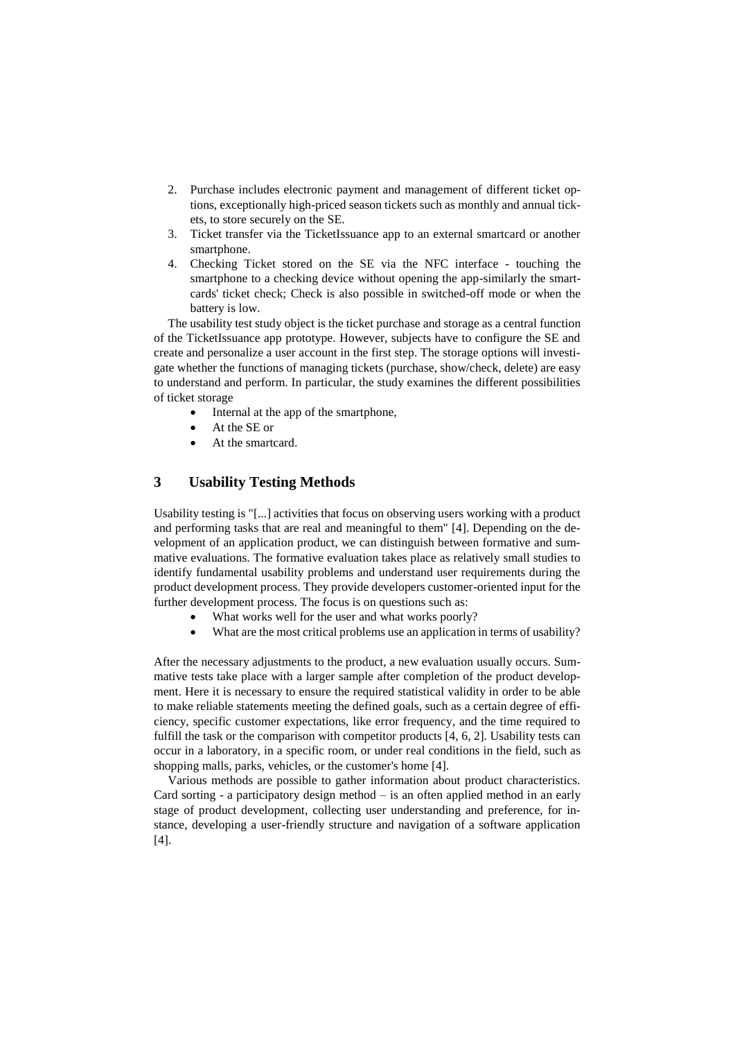2. Purchase includes electronic payment and management of different ticket options, exceptionally high-priced season tickets such as monthly and annual tickets, to store securely on the SE.
3. Ticket transfer via the TicketIssuance app to an external smartcard or another smartphone.
4. Checking Ticket stored on the SE via the NFC interface - touching the smartphone to a checking device without opening the app-similarly the smartcards' ticket check; Check is also possible in switched-off mode or when the battery is low.

The usability test study object is the ticket purchase and storage as a central function of the TicketIssuance app prototype. However, subjects have to configure the SE and create and personalize a user account in the first step. The storage options will investigate whether the functions of managing tickets (purchase, show/check, delete) are easy to understand and perform. In particular, the study examines the different possibilities of ticket storage

- Internal at the app of the smartphone,
- At the SE or
- At the smartcard.

## 3 Usability Testing Methods

Usability testing is "[...] activities that focus on observing users working with a product and performing tasks that are real and meaningful to them" [4]. Depending on the development of an application product, we can distinguish between formative and summative evaluations. The formative evaluation takes place as relatively small studies to identify fundamental usability problems and understand user requirements during the product development process. They provide developers customer-oriented input for the further development process. The focus is on questions such as:

- What works well for the user and what works poorly?
- What are the most critical problems use an application in terms of usability?

After the necessary adjustments to the product, a new evaluation usually occurs. Summative tests take place with a larger sample after completion of the product development. Here it is necessary to ensure the required statistical validity in order to be able to make reliable statements meeting the defined goals, such as a certain degree of efficiency, specific customer expectations, like error frequency, and the time required to fulfill the task or the comparison with competitor products [4, 6, 2]. Usability tests can occur in a laboratory, in a specific room, or under real conditions in the field, such as shopping malls, parks, vehicles, or the customer's home [4].

Various methods are possible to gather information about product characteristics. Card sorting - a participatory design method – is an often applied method in an early stage of product development, collecting user understanding and preference, for instance, developing a user-friendly structure and navigation of a software application [4].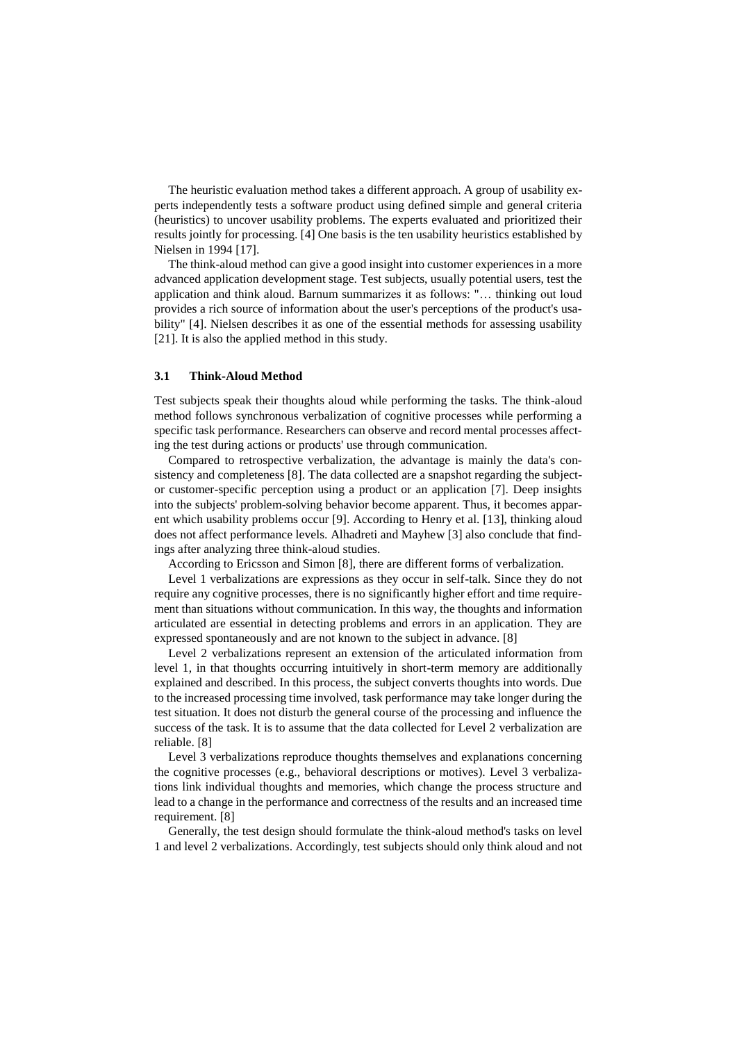The heuristic evaluation method takes a different approach. A group of usability experts independently tests a software product using defined simple and general criteria (heuristics) to uncover usability problems. The experts evaluated and prioritized their results jointly for processing. [4] One basis is the ten usability heuristics established by Nielsen in 1994 [17].

The think-aloud method can give a good insight into customer experiences in a more advanced application development stage. Test subjects, usually potential users, test the application and think aloud. Barnum summarizes it as follows: "… thinking out loud provides a rich source of information about the user's perceptions of the product's usability" [4]. Nielsen describes it as one of the essential methods for assessing usability [21]. It is also the applied method in this study.

### 3.1 Think-Aloud Method

Test subjects speak their thoughts aloud while performing the tasks. The think-aloud method follows synchronous verbalization of cognitive processes while performing a specific task performance. Researchers can observe and record mental processes affecting the test during actions or products' use through communication.

Compared to retrospective verbalization, the advantage is mainly the data's consistency and completeness [8]. The data collected are a snapshot regarding the subject- or customer-specific perception using a product or an application [7]. Deep insights into the subjects' problem-solving behavior become apparent. Thus, it becomes apparent which usability problems occur [9]. According to Henry et al. [13], thinking aloud does not affect performance levels. Alhadreti and Mayhew [3] also conclude that findings after analyzing three think-aloud studies.

According to Ericsson and Simon [8], there are different forms of verbalization.

Level 1 verbalizations are expressions as they occur in self-talk. Since they do not require any cognitive processes, there is no significantly higher effort and time requirement than situations without communication. In this way, the thoughts and information articulated are essential in detecting problems and errors in an application. They are expressed spontaneously and are not known to the subject in advance. [8]

Level 2 verbalizations represent an extension of the articulated information from level 1, in that thoughts occurring intuitively in short-term memory are additionally explained and described. In this process, the subject converts thoughts into words. Due to the increased processing time involved, task performance may take longer during the test situation. It does not disturb the general course of the processing and influence the success of the task. It is to assume that the data collected for Level 2 verbalization are reliable. [8]

Level 3 verbalizations reproduce thoughts themselves and explanations concerning the cognitive processes (e.g., behavioral descriptions or motives). Level 3 verbalizations link individual thoughts and memories, which change the process structure and lead to a change in the performance and correctness of the results and an increased time requirement. [8]

Generally, the test design should formulate the think-aloud method's tasks on level 1 and level 2 verbalizations. Accordingly, test subjects should only think aloud and not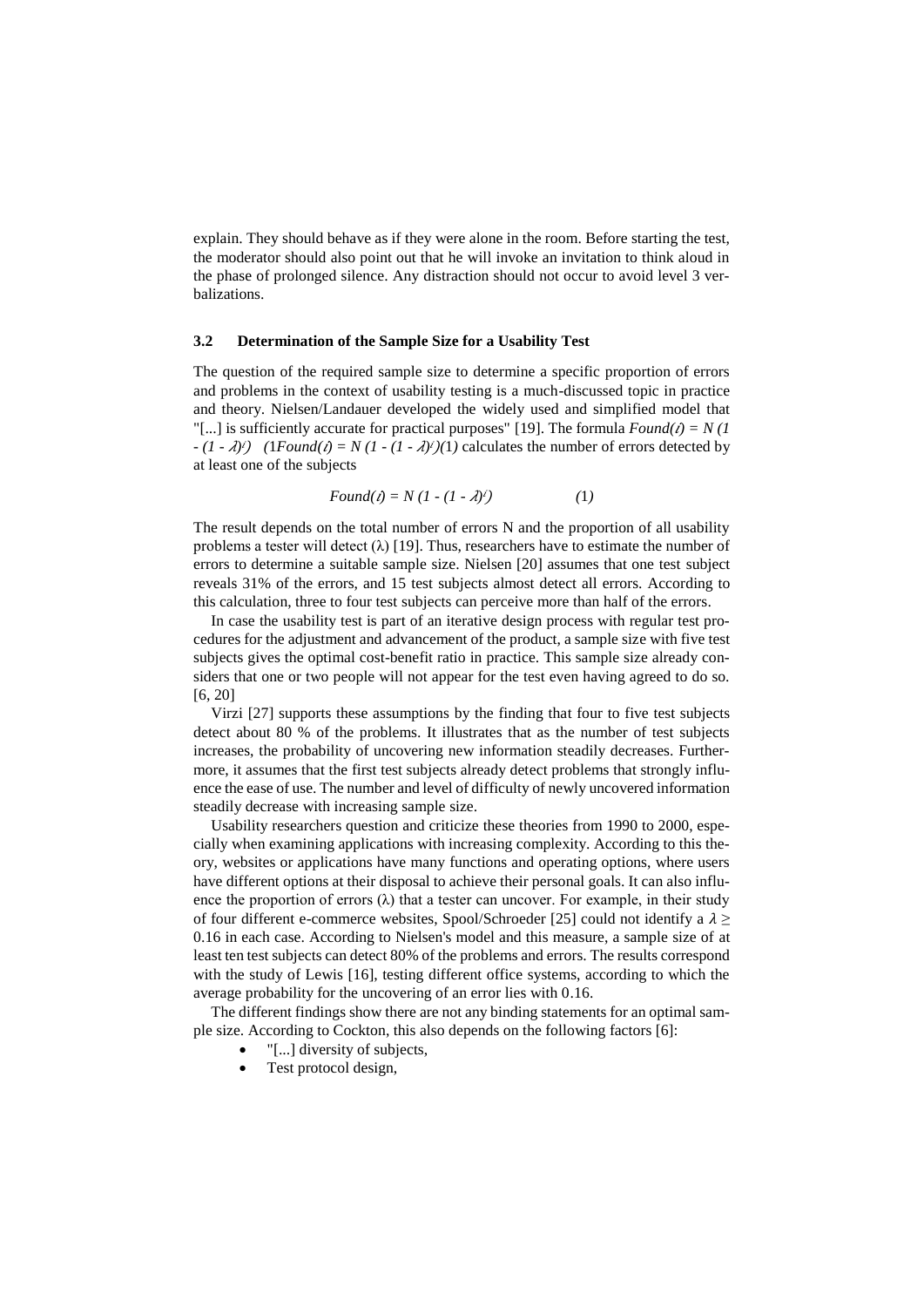explain. They should behave as if they were alone in the room. Before starting the test, the moderator should also point out that he will invoke an invitation to think aloud in the phase of prolonged silence. Any distraction should not occur to avoid level 3 verbalizations.

### 3.2 Determination of the Sample Size for a Usability Test

The question of the required sample size to determine a specific proportion of errors and problems in the context of usability testing is a much-discussed topic in practice and theory. Nielsen/Landauer developed the widely used and simplified model that "[...] is sufficiently accurate for practical purposes" [19]. The formula $Found(i) = N(1 - (1 - \lambda)^i)$ $(1 Found(i) = N(1 - (1 - \lambda)^i)(1)$ calculates the number of errors detected by at least one of the subjects

$$Found(i) = N(1 - (1 - \lambda)^i) \qquad (1)$$

The result depends on the total number of errors N and the proportion of all usability problems a tester will detect (λ) [19]. Thus, researchers have to estimate the number of errors to determine a suitable sample size. Nielsen [20] assumes that one test subject reveals 31% of the errors, and 15 test subjects almost detect all errors. According to this calculation, three to four test subjects can perceive more than half of the errors.

In case the usability test is part of an iterative design process with regular test procedures for the adjustment and advancement of the product, a sample size with five test subjects gives the optimal cost-benefit ratio in practice. This sample size already considers that one or two people will not appear for the test even having agreed to do so. [6, 20]

Virzi [27] supports these assumptions by the finding that four to five test subjects detect about 80 % of the problems. It illustrates that as the number of test subjects increases, the probability of uncovering new information steadily decreases. Furthermore, it assumes that the first test subjects already detect problems that strongly influence the ease of use. The number and level of difficulty of newly uncovered information steadily decrease with increasing sample size.

Usability researchers question and criticize these theories from 1990 to 2000, especially when examining applications with increasing complexity. According to this theory, websites or applications have many functions and operating options, where users have different options at their disposal to achieve their personal goals. It can also influence the proportion of errors (λ) that a tester can uncover. For example, in their study of four different e-commerce websites, Spool/Schroeder [25] could not identify a $\lambda \geq 0.16$ in each case. According to Nielsen's model and this measure, a sample size of at least ten test subjects can detect 80% of the problems and errors. The results correspond with the study of Lewis [16], testing different office systems, according to which the average probability for the uncovering of an error lies with 0.16.

The different findings show there are not any binding statements for an optimal sample size. According to Cockton, this also depends on the following factors [6]:

- "[...] diversity of subjects,
- Test protocol design,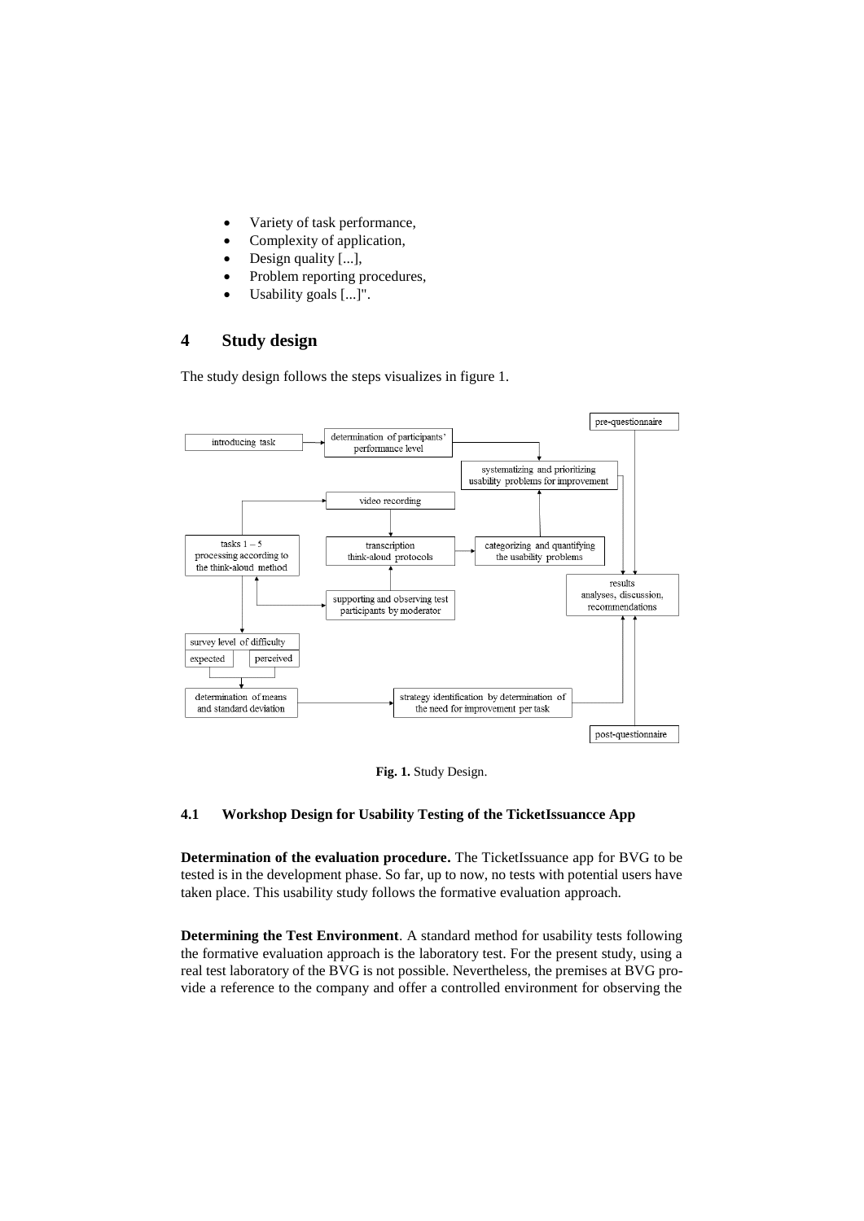- Variety of task performance,
- Complexity of application,
- Design quality [...],
- Problem reporting procedures,
- Usability goals [...]".

# 4 Study design

The study design follows the steps visualizes in figure 1.

**Fig. 1.** Study Design.

### 4.1 Workshop Design for Usability Testing of the TicketIssuancce App

**Determination of the evaluation procedure.** The TicketIssuance app for BVG to be tested is in the development phase. So far, up to now, no tests with potential users have taken place. This usability study follows the formative evaluation approach.

**Determining the Test Environment**. A standard method for usability tests following the formative evaluation approach is the laboratory test. For the present study, using a real test laboratory of the BVG is not possible. Nevertheless, the premises at BVG provide a reference to the company and offer a controlled environment for observing the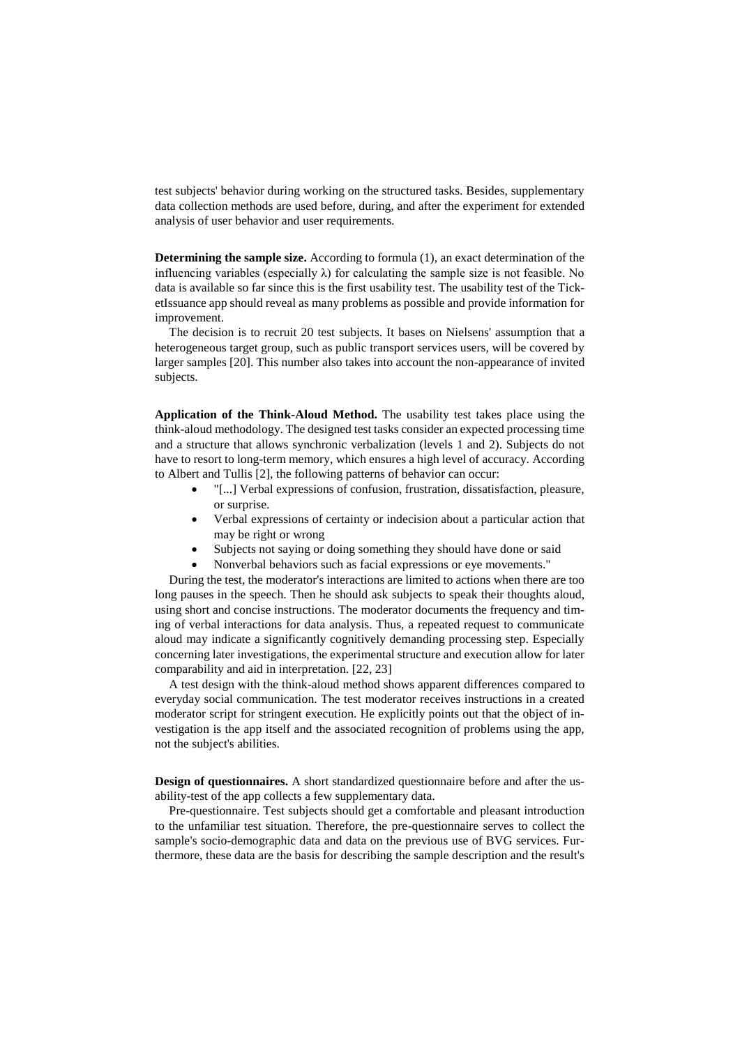test subjects' behavior during working on the structured tasks. Besides, supplementary data collection methods are used before, during, and after the experiment for extended analysis of user behavior and user requirements.

**Determining the sample size.** According to formula (1), an exact determination of the influencing variables (especially $\lambda$) for calculating the sample size is not feasible. No data is available so far since this is the first usability test. The usability test of the TicketIssuance app should reveal as many problems as possible and provide information for improvement.

The decision is to recruit 20 test subjects. It bases on Nielsens' assumption that a heterogeneous target group, such as public transport services users, will be covered by larger samples [20]. This number also takes into account the non-appearance of invited subjects.

**Application of the Think-Aloud Method.** The usability test takes place using the think-aloud methodology. The designed test tasks consider an expected processing time and a structure that allows synchronic verbalization (levels 1 and 2). Subjects do not have to resort to long-term memory, which ensures a high level of accuracy. According to Albert and Tullis [2], the following patterns of behavior can occur:

- "[...] Verbal expressions of confusion, frustration, dissatisfaction, pleasure, or surprise.
- Verbal expressions of certainty or indecision about a particular action that may be right or wrong
- Subjects not saying or doing something they should have done or said
- Nonverbal behaviors such as facial expressions or eye movements."

During the test, the moderator's interactions are limited to actions when there are too long pauses in the speech. Then he should ask subjects to speak their thoughts aloud, using short and concise instructions. The moderator documents the frequency and timing of verbal interactions for data analysis. Thus, a repeated request to communicate aloud may indicate a significantly cognitively demanding processing step. Especially concerning later investigations, the experimental structure and execution allow for later comparability and aid in interpretation. [22, 23]

A test design with the think-aloud method shows apparent differences compared to everyday social communication. The test moderator receives instructions in a created moderator script for stringent execution. He explicitly points out that the object of investigation is the app itself and the associated recognition of problems using the app, not the subject's abilities.

**Design of questionnaires.** A short standardized questionnaire before and after the usability-test of the app collects a few supplementary data.

Pre-questionnaire. Test subjects should get a comfortable and pleasant introduction to the unfamiliar test situation. Therefore, the pre-questionnaire serves to collect the sample's socio-demographic data and data on the previous use of BVG services. Furthermore, these data are the basis for describing the sample description and the result's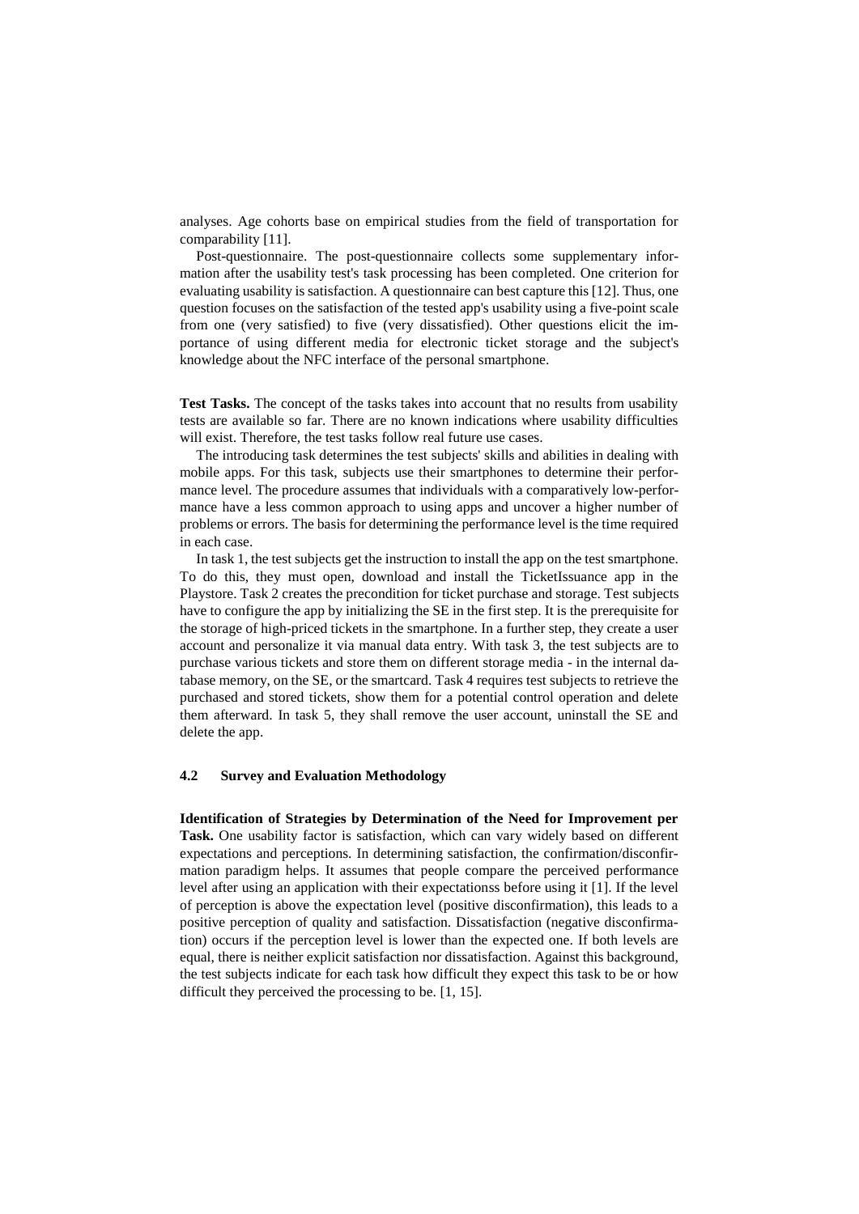analyses. Age cohorts base on empirical studies from the field of transportation for comparability [11].

Post-questionnaire. The post-questionnaire collects some supplementary information after the usability test's task processing has been completed. One criterion for evaluating usability is satisfaction. A questionnaire can best capture this [12]. Thus, one question focuses on the satisfaction of the tested app's usability using a five-point scale from one (very satisfied) to five (very dissatisfied). Other questions elicit the importance of using different media for electronic ticket storage and the subject's knowledge about the NFC interface of the personal smartphone.

**Test Tasks.** The concept of the tasks takes into account that no results from usability tests are available so far. There are no known indications where usability difficulties will exist. Therefore, the test tasks follow real future use cases.

The introducing task determines the test subjects' skills and abilities in dealing with mobile apps. For this task, subjects use their smartphones to determine their performance level. The procedure assumes that individuals with a comparatively low-performance have a less common approach to using apps and uncover a higher number of problems or errors. The basis for determining the performance level is the time required in each case.

In task 1, the test subjects get the instruction to install the app on the test smartphone. To do this, they must open, download and install the TicketIssuance app in the Playstore. Task 2 creates the precondition for ticket purchase and storage. Test subjects have to configure the app by initializing the SE in the first step. It is the prerequisite for the storage of high-priced tickets in the smartphone. In a further step, they create a user account and personalize it via manual data entry. With task 3, the test subjects are to purchase various tickets and store them on different storage media - in the internal database memory, on the SE, or the smartcard. Task 4 requires test subjects to retrieve the purchased and stored tickets, show them for a potential control operation and delete them afterward. In task 5, they shall remove the user account, uninstall the SE and delete the app.

### 4.2 Survey and Evaluation Methodology

**Identification of Strategies by Determination of the Need for Improvement per Task.** One usability factor is satisfaction, which can vary widely based on different expectations and perceptions. In determining satisfaction, the confirmation/disconfirmation paradigm helps. It assumes that people compare the perceived performance level after using an application with their expectationss before using it [1]. If the level of perception is above the expectation level (positive disconfirmation), this leads to a positive perception of quality and satisfaction. Dissatisfaction (negative disconfirmation) occurs if the perception level is lower than the expected one. If both levels are equal, there is neither explicit satisfaction nor dissatisfaction. Against this background, the test subjects indicate for each task how difficult they expect this task to be or how difficult they perceived the processing to be. [1, 15].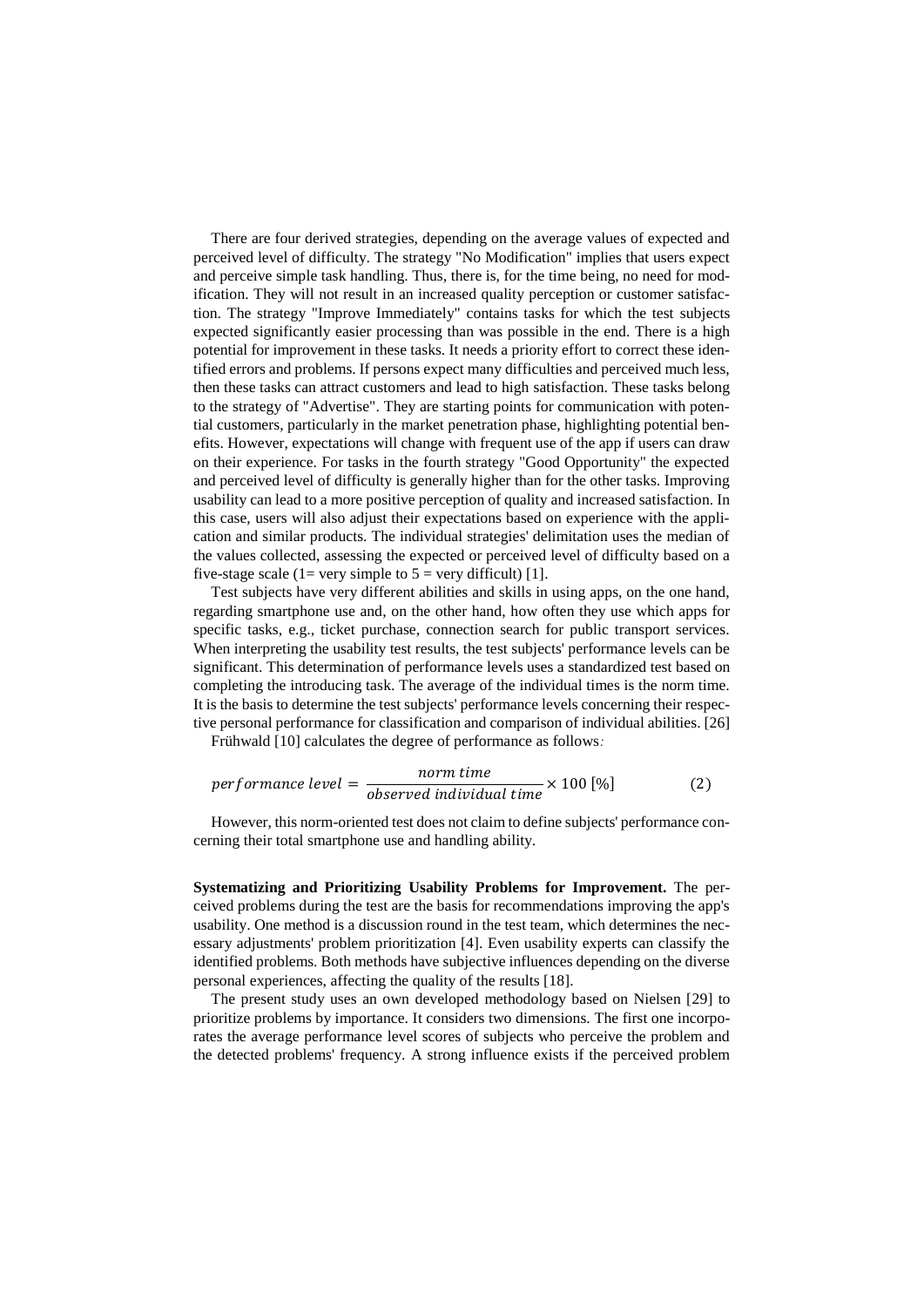There are four derived strategies, depending on the average values of expected and perceived level of difficulty. The strategy "No Modification" implies that users expect and perceive simple task handling. Thus, there is, for the time being, no need for modification. They will not result in an increased quality perception or customer satisfaction. The strategy "Improve Immediately" contains tasks for which the test subjects expected significantly easier processing than was possible in the end. There is a high potential for improvement in these tasks. It needs a priority effort to correct these identified errors and problems. If persons expect many difficulties and perceived much less, then these tasks can attract customers and lead to high satisfaction. These tasks belong to the strategy of "Advertise". They are starting points for communication with potential customers, particularly in the market penetration phase, highlighting potential benefits. However, expectations will change with frequent use of the app if users can draw on their experience. For tasks in the fourth strategy "Good Opportunity" the expected and perceived level of difficulty is generally higher than for the other tasks. Improving usability can lead to a more positive perception of quality and increased satisfaction. In this case, users will also adjust their expectations based on experience with the application and similar products. The individual strategies' delimitation uses the median of the values collected, assessing the expected or perceived level of difficulty based on a five-stage scale (1= very simple to 5 = very difficult) [1].

Test subjects have very different abilities and skills in using apps, on the one hand, regarding smartphone use and, on the other hand, how often they use which apps for specific tasks, e.g., ticket purchase, connection search for public transport services. When interpreting the usability test results, the test subjects' performance levels can be significant. This determination of performance levels uses a standardized test based on completing the introducing task. The average of the individual times is the norm time. It is the basis to determine the test subjects' performance levels concerning their respective personal performance for classification and comparison of individual abilities. [26]

Frühwald [10] calculates the degree of performance as follows:

$$performance\ level = \frac{norm\ time}{observed\ individual\ time} \times 100\ [\%] \qquad (2)$$

However, this norm-oriented test does not claim to define subjects' performance concerning their total smartphone use and handling ability.

**Systematizing and Prioritizing Usability Problems for Improvement.** The perceived problems during the test are the basis for recommendations improving the app's usability. One method is a discussion round in the test team, which determines the necessary adjustments' problem prioritization [4]. Even usability experts can classify the identified problems. Both methods have subjective influences depending on the diverse personal experiences, affecting the quality of the results [18].

The present study uses an own developed methodology based on Nielsen [29] to prioritize problems by importance. It considers two dimensions. The first one incorporates the average performance level scores of subjects who perceive the problem and the detected problems' frequency. A strong influence exists if the perceived problem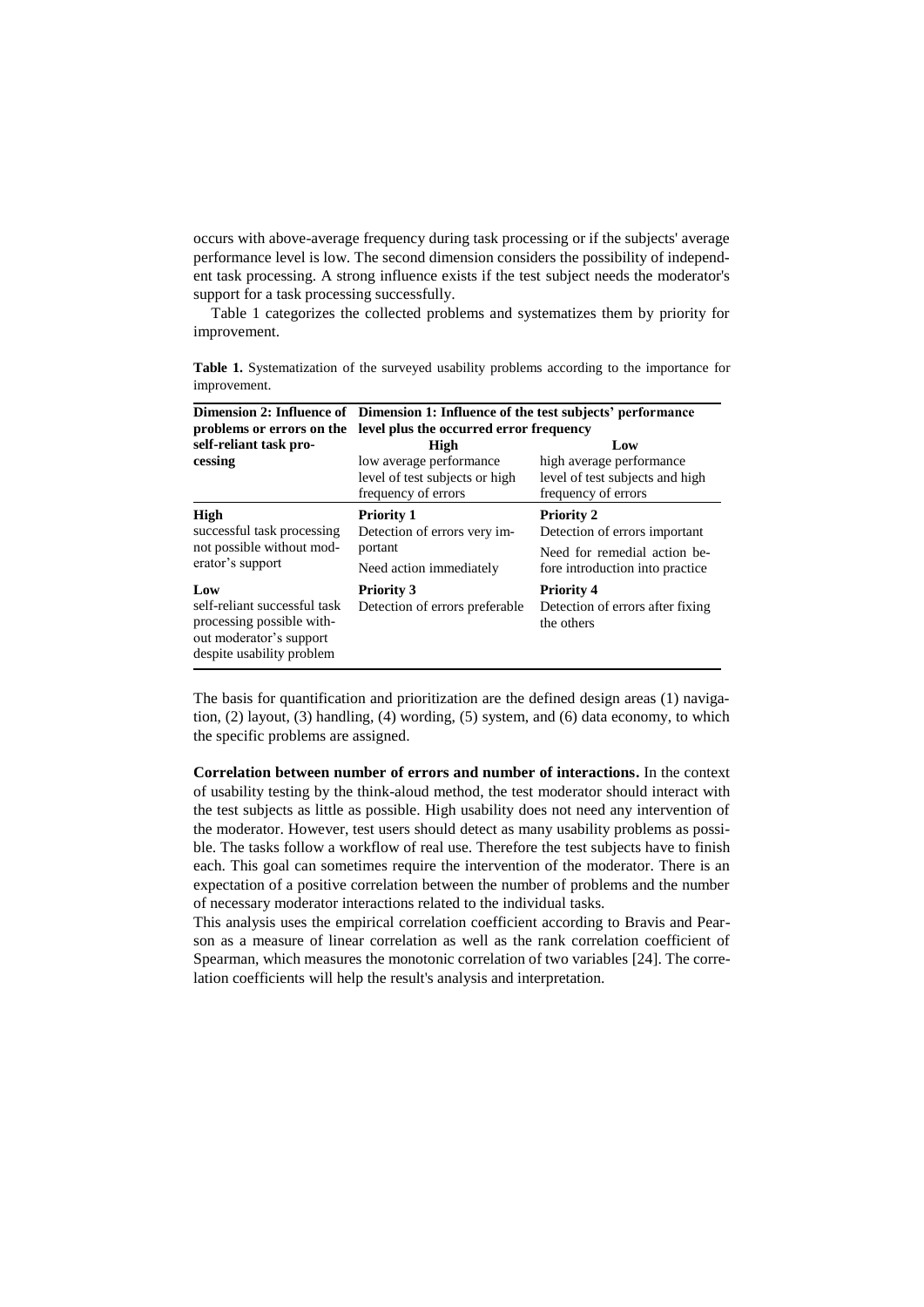occurs with above-average frequency during task processing or if the subjects' average performance level is low. The second dimension considers the possibility of independent task processing. A strong influence exists if the test subject needs the moderator's support for a task processing successfully.

Table 1 categorizes the collected problems and systematizes them by priority for improvement.

**Table 1.** Systematization of the surveyed usability problems according to the importance for improvement.

| **Dimension 2: Influence of problems or errors on the self-reliant task processing** | **Dimension 1: Influence of the test subjects' performance level plus the occurred error frequency** | |
|---|---|---|
| | **High** low average performance level of test subjects or high frequency of errors | **Low** high average performance level of test subjects and high frequency of errors |
| **High** successful task processing not possible without moderator's support | **Priority 1** Detection of errors very important. Need action immediately | **Priority 2** Detection of errors important. Need for remedial action before introduction into practice |
| **Low** self-reliant successful task processing possible without moderator's support despite usability problem | **Priority 3** Detection of errors preferable | **Priority 4** Detection of errors after fixing the others |

The basis for quantification and prioritization are the defined design areas (1) navigation, (2) layout, (3) handling, (4) wording, (5) system, and (6) data economy, to which the specific problems are assigned.

**Correlation between number of errors and number of interactions.** In the context of usability testing by the think-aloud method, the test moderator should interact with the test subjects as little as possible. High usability does not need any intervention of the moderator. However, test users should detect as many usability problems as possible. The tasks follow a workflow of real use. Therefore the test subjects have to finish each. This goal can sometimes require the intervention of the moderator. There is an expectation of a positive correlation between the number of problems and the number of necessary moderator interactions related to the individual tasks.

This analysis uses the empirical correlation coefficient according to Bravis and Pearson as a measure of linear correlation as well as the rank correlation coefficient of Spearman, which measures the monotonic correlation of two variables [24]. The correlation coefficients will help the result's analysis and interpretation.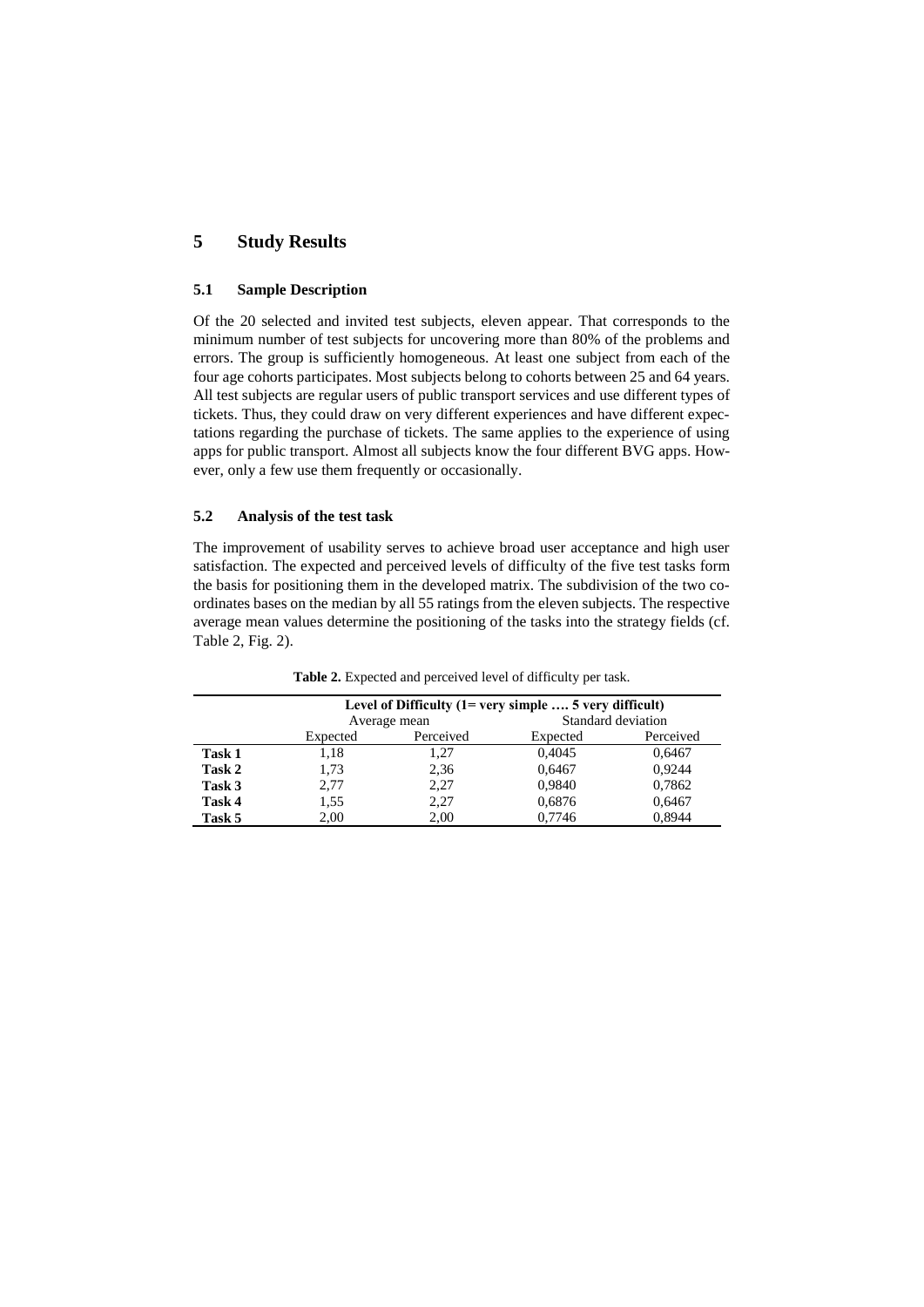## 5 Study Results

### 5.1 Sample Description

Of the 20 selected and invited test subjects, eleven appear. That corresponds to the minimum number of test subjects for uncovering more than 80% of the problems and errors. The group is sufficiently homogeneous. At least one subject from each of the four age cohorts participates. Most subjects belong to cohorts between 25 and 64 years. All test subjects are regular users of public transport services and use different types of tickets. Thus, they could draw on very different experiences and have different expectations regarding the purchase of tickets. The same applies to the experience of using apps for public transport. Almost all subjects know the four different BVG apps. However, only a few use them frequently or occasionally.

### 5.2 Analysis of the test task

The improvement of usability serves to achieve broad user acceptance and high user satisfaction. The expected and perceived levels of difficulty of the five test tasks form the basis for positioning them in the developed matrix. The subdivision of the two coordinates bases on the median by all 55 ratings from the eleven subjects. The respective average mean values determine the positioning of the tasks into the strategy fields (cf. Table 2, Fig. 2).

**Table 2.** Expected and perceived level of difficulty per task.

| | **Level of Difficulty (1= very simple …. 5 very difficult)** | | | |
|---|---|---|---|---|
| | Average mean | | Standard deviation | |
| | Expected | Perceived | Expected | Perceived |
| **Task 1** | 1,18 | 1,27 | 0,4045 | 0,6467 |
| **Task 2** | 1,73 | 2,36 | 0,6467 | 0,9244 |
| **Task 3** | 2,77 | 2,27 | 0,9840 | 0,7862 |
| **Task 4** | 1,55 | 2,27 | 0,6876 | 0,6467 |
| **Task 5** | 2,00 | 2,00 | 0,7746 | 0,8944 |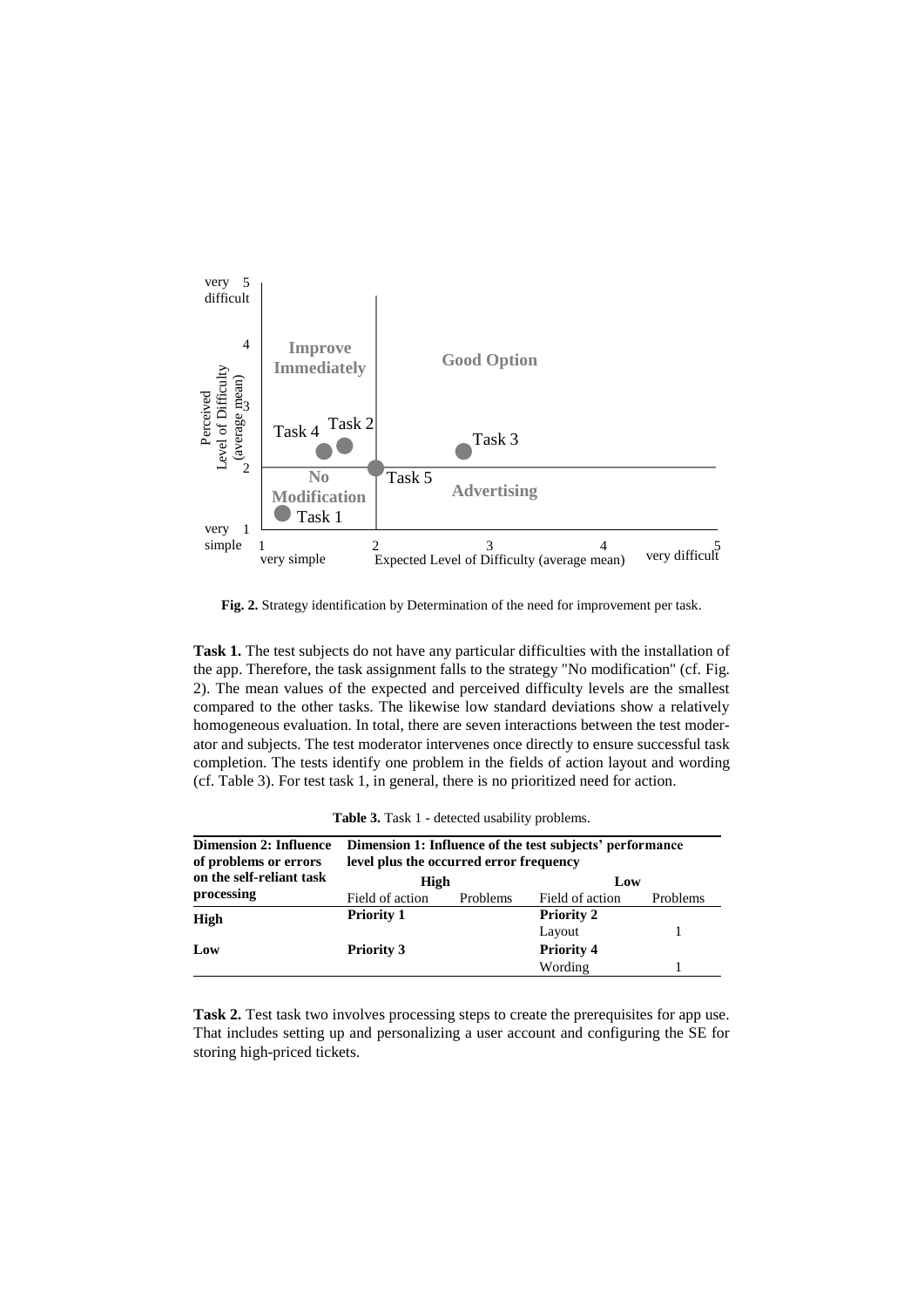**Fig. 2.** Strategy identification by Determination of the need for improvement per task.

**Task 1.** The test subjects do not have any particular difficulties with the installation of the app. Therefore, the task assignment falls to the strategy "No modification" (cf. Fig. 2). The mean values of the expected and perceived difficulty levels are the smallest compared to the other tasks. The likewise low standard deviations show a relatively homogeneous evaluation. In total, there are seven interactions between the test moderator and subjects. The test moderator intervenes once directly to ensure successful task completion. The tests identify one problem in the fields of action layout and wording (cf. Table 3). For test task 1, in general, there is no prioritized need for action.

**Table 3.** Task 1 - detected usability problems.

| **Dimension 2: Influence of problems or errors on the self-reliant task processing** | **Dimension 1: Influence of the test subjects' performance level plus the occurred error frequency** | | | |
|---|---|---|---|---|
| | **High** | | **Low** | |
| | Field of action | Problems | Field of action | Problems |
| **High** | **Priority 1** | | **Priority 2** | |
| | | | Layout | 1 |
| **Low** | **Priority 3** | | **Priority 4** | |
| | | | Wording | 1 |

**Task 2.** Test task two involves processing steps to create the prerequisites for app use. That includes setting up and personalizing a user account and configuring the SE for storing high-priced tickets.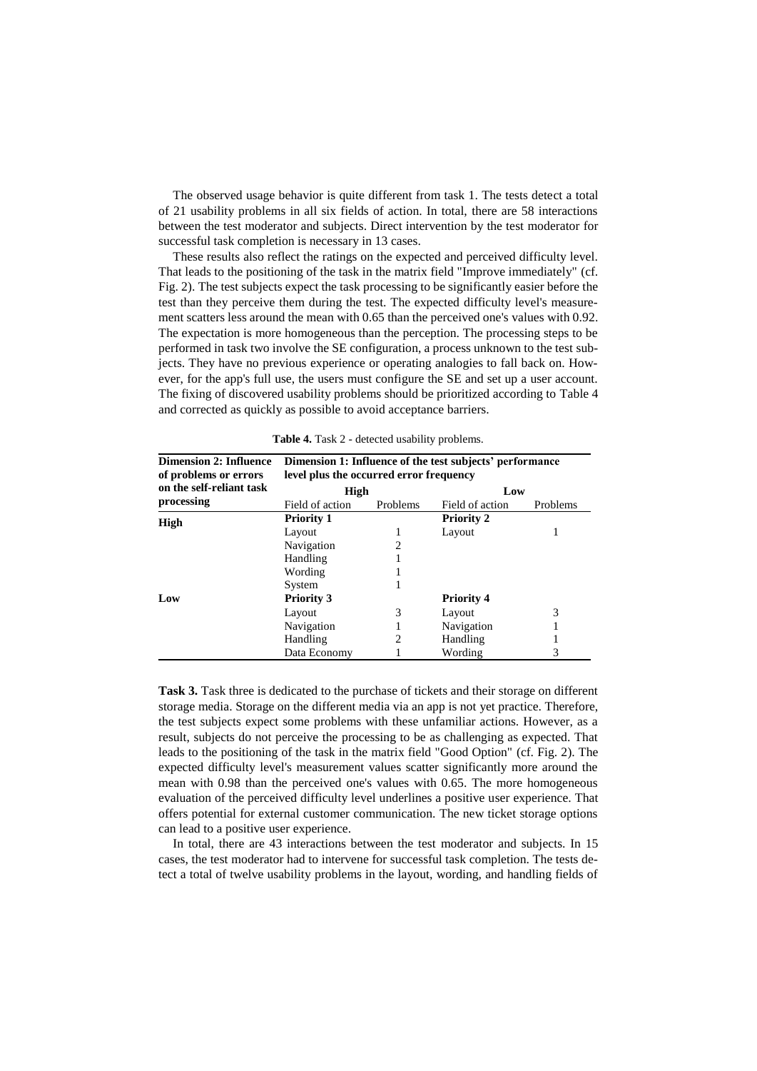The observed usage behavior is quite different from task 1. The tests detect a total of 21 usability problems in all six fields of action. In total, there are 58 interactions between the test moderator and subjects. Direct intervention by the test moderator for successful task completion is necessary in 13 cases.

These results also reflect the ratings on the expected and perceived difficulty level. That leads to the positioning of the task in the matrix field "Improve immediately" (cf. Fig. 2). The test subjects expect the task processing to be significantly easier before the test than they perceive them during the test. The expected difficulty level's measurement scatters less around the mean with 0.65 than the perceived one's values with 0.92. The expectation is more homogeneous than the perception. The processing steps to be performed in task two involve the SE configuration, a process unknown to the test subjects. They have no previous experience or operating analogies to fall back on. However, for the app's full use, the users must configure the SE and set up a user account. The fixing of discovered usability problems should be prioritized according to Table 4 and corrected as quickly as possible to avoid acceptance barriers.

**Table 4.** Task 2 - detected usability problems.

| **Dimension 2: Influence of problems or errors on the self-reliant task processing** | **Dimension 1: Influence of the test subjects' performance level plus the occurred error frequency** | | | |
|---|---|---|---|---|
| | **High** | | **Low** | |
| | Field of action | Problems | Field of action | Problems |
| **High** | **Priority 1** | | **Priority 2** | |
| | Layout | 1 | Layout | 1 |
| | Navigation | 2 | | |
| | Handling | 1 | | |
| | Wording | 1 | | |
| | System | 1 | | |
| **Low** | **Priority 3** | | **Priority 4** | |
| | Layout | 3 | Layout | 3 |
| | Navigation | 1 | Navigation | 1 |
| | Handling | 2 | Handling | 1 |
| | Data Economy | 1 | Wording | 3 |

**Task 3.** Task three is dedicated to the purchase of tickets and their storage on different storage media. Storage on the different media via an app is not yet practice. Therefore, the test subjects expect some problems with these unfamiliar actions. However, as a result, subjects do not perceive the processing to be as challenging as expected. That leads to the positioning of the task in the matrix field "Good Option" (cf. Fig. 2). The expected difficulty level's measurement values scatter significantly more around the mean with 0.98 than the perceived one's values with 0.65. The more homogeneous evaluation of the perceived difficulty level underlines a positive user experience. That offers potential for external customer communication. The new ticket storage options can lead to a positive user experience.

In total, there are 43 interactions between the test moderator and subjects. In 15 cases, the test moderator had to intervene for successful task completion. The tests detect a total of twelve usability problems in the layout, wording, and handling fields of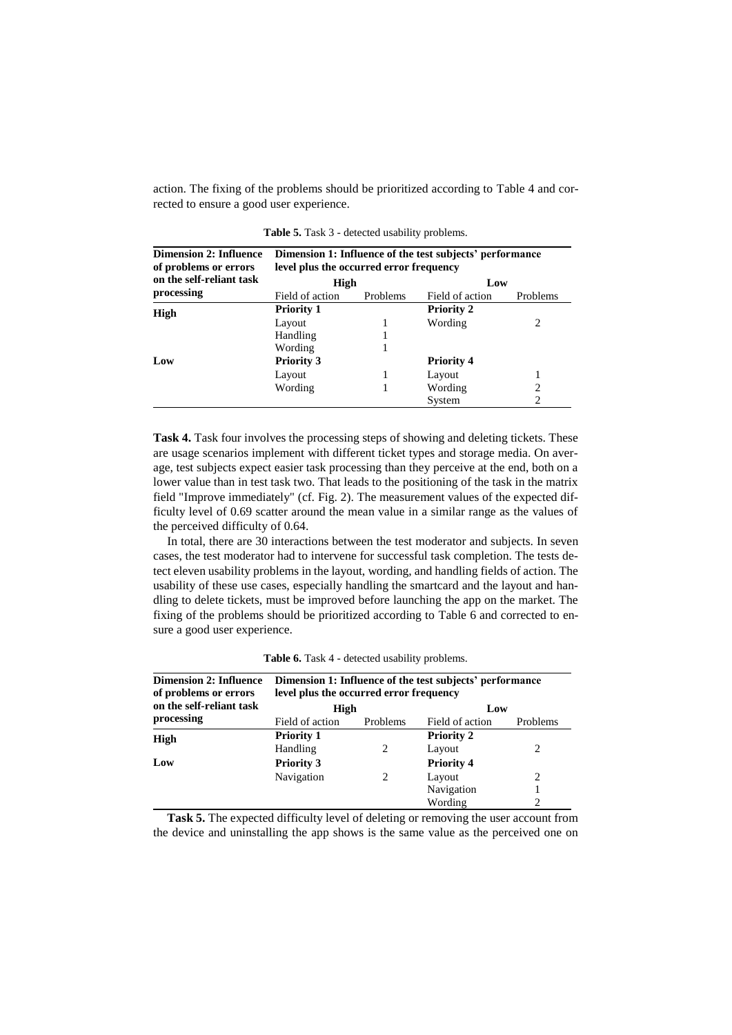action. The fixing of the problems should be prioritized according to Table 4 and corrected to ensure a good user experience.

**Table 5.** Task 3 - detected usability problems.

| Dimension 2: Influence of problems or errors on the self-reliant task processing | Dimension 1: Influence of the test subjects' performance level plus the occurred error frequency | | | |
|---|---|---|---|---|
| | High | | Low | |
| | Field of action | Problems | Field of action | Problems |
| **High** | **Priority 1** | | **Priority 2** | |
| | Layout | 1 | Wording | 2 |
| | Handling | 1 | | |
| | Wording | 1 | | |
| **Low** | **Priority 3** | | **Priority 4** | |
| | Layout | 1 | Layout | 1 |
| | Wording | 1 | Wording | 2 |
| | | | System | 2 |

**Task 4.** Task four involves the processing steps of showing and deleting tickets. These are usage scenarios implement with different ticket types and storage media. On average, test subjects expect easier task processing than they perceive at the end, both on a lower value than in test task two. That leads to the positioning of the task in the matrix field "Improve immediately" (cf. Fig. 2). The measurement values of the expected difficulty level of 0.69 scatter around the mean value in a similar range as the values of the perceived difficulty of 0.64.

In total, there are 30 interactions between the test moderator and subjects. In seven cases, the test moderator had to intervene for successful task completion. The tests detect eleven usability problems in the layout, wording, and handling fields of action. The usability of these use cases, especially handling the smartcard and the layout and handling to delete tickets, must be improved before launching the app on the market. The fixing of the problems should be prioritized according to Table 6 and corrected to ensure a good user experience.

**Table 6.** Task 4 - detected usability problems.

| Dimension 2: Influence of problems or errors on the self-reliant task processing | Dimension 1: Influence of the test subjects' performance level plus the occurred error frequency | | | |
|---|---|---|---|---|
| | High | | Low | |
| | Field of action | Problems | Field of action | Problems |
| **High** | **Priority 1** | | **Priority 2** | |
| | Handling | 2 | Layout | 2 |
| **Low** | **Priority 3** | | **Priority 4** | |
| | Navigation | 2 | Layout | 2 |
| | | | Navigation | 1 |
| | | | Wording | 2 |

**Task 5.** The expected difficulty level of deleting or removing the user account from the device and uninstalling the app shows is the same value as the perceived one on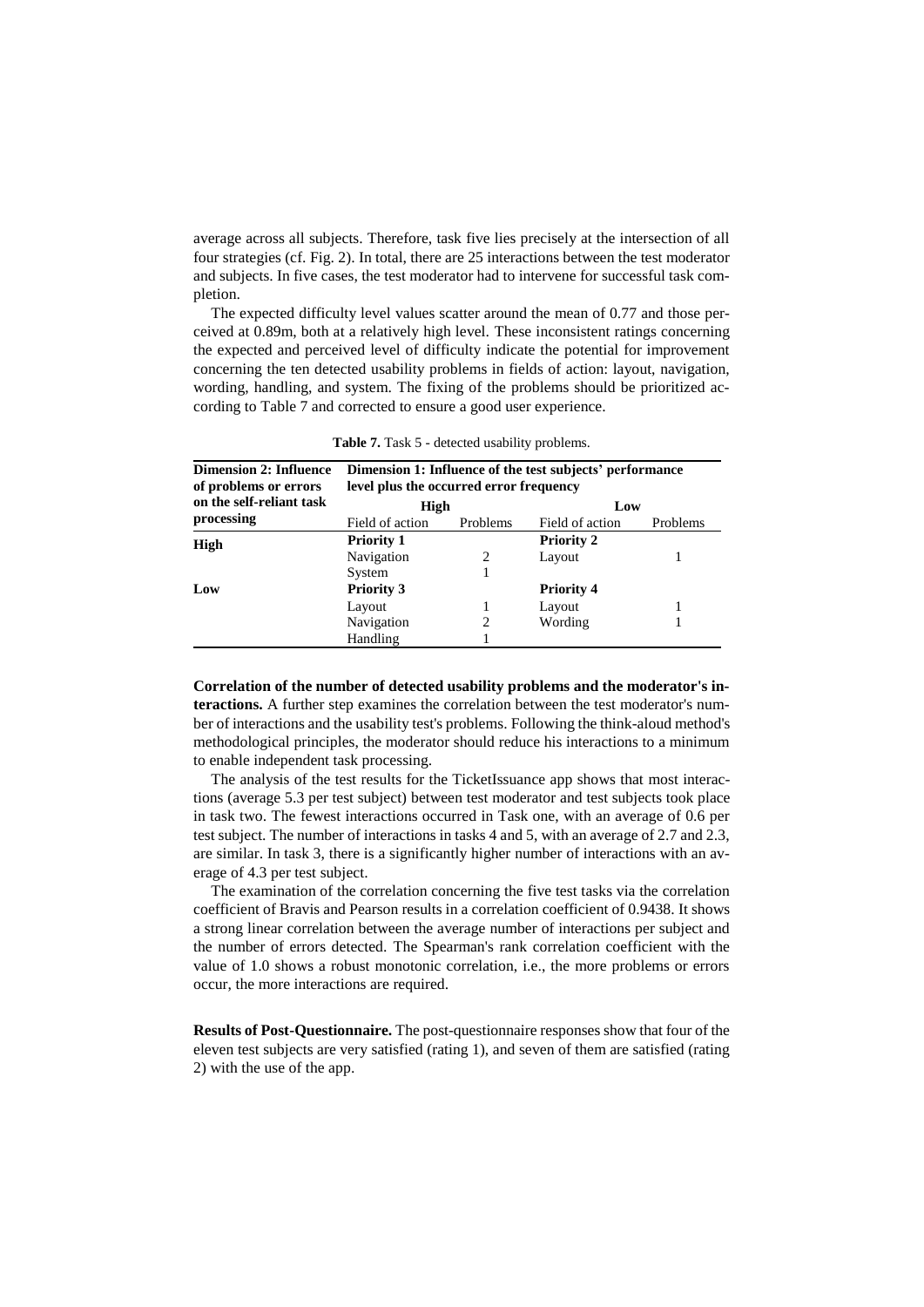average across all subjects. Therefore, task five lies precisely at the intersection of all four strategies (cf. Fig. 2). In total, there are 25 interactions between the test moderator and subjects. In five cases, the test moderator had to intervene for successful task completion.

The expected difficulty level values scatter around the mean of 0.77 and those perceived at 0.89m, both at a relatively high level. These inconsistent ratings concerning the expected and perceived level of difficulty indicate the potential for improvement concerning the ten detected usability problems in fields of action: layout, navigation, wording, handling, and system. The fixing of the problems should be prioritized according to Table 7 and corrected to ensure a good user experience.

**Table 7.** Task 5 - detected usability problems.

| Dimension 2: Influence of problems or errors on the self-reliant task processing | Dimension 1: Influence of the test subjects' performance level plus the occurred error frequency | | | |
|---|---|---|---|---|
| | High | | Low | |
| | Field of action | Problems | Field of action | Problems |
| **High** | **Priority 1** | | **Priority 2** | |
| | Navigation | 2 | Layout | 1 |
| | System | 1 | | |
| **Low** | **Priority 3** | | **Priority 4** | |
| | Layout | 1 | Layout | 1 |
| | Navigation | 2 | Wording | 1 |
| | Handling | 1 | | |

**Correlation of the number of detected usability problems and the moderator's interactions.** A further step examines the correlation between the test moderator's number of interactions and the usability test's problems. Following the think-aloud method's methodological principles, the moderator should reduce his interactions to a minimum to enable independent task processing.

The analysis of the test results for the TicketIssuance app shows that most interactions (average 5.3 per test subject) between test moderator and test subjects took place in task two. The fewest interactions occurred in Task one, with an average of 0.6 per test subject. The number of interactions in tasks 4 and 5, with an average of 2.7 and 2.3, are similar. In task 3, there is a significantly higher number of interactions with an average of 4.3 per test subject.

The examination of the correlation concerning the five test tasks via the correlation coefficient of Bravis and Pearson results in a correlation coefficient of 0.9438. It shows a strong linear correlation between the average number of interactions per subject and the number of errors detected. The Spearman's rank correlation coefficient with the value of 1.0 shows a robust monotonic correlation, i.e., the more problems or errors occur, the more interactions are required.

**Results of Post-Questionnaire.** The post-questionnaire responses show that four of the eleven test subjects are very satisfied (rating 1), and seven of them are satisfied (rating 2) with the use of the app.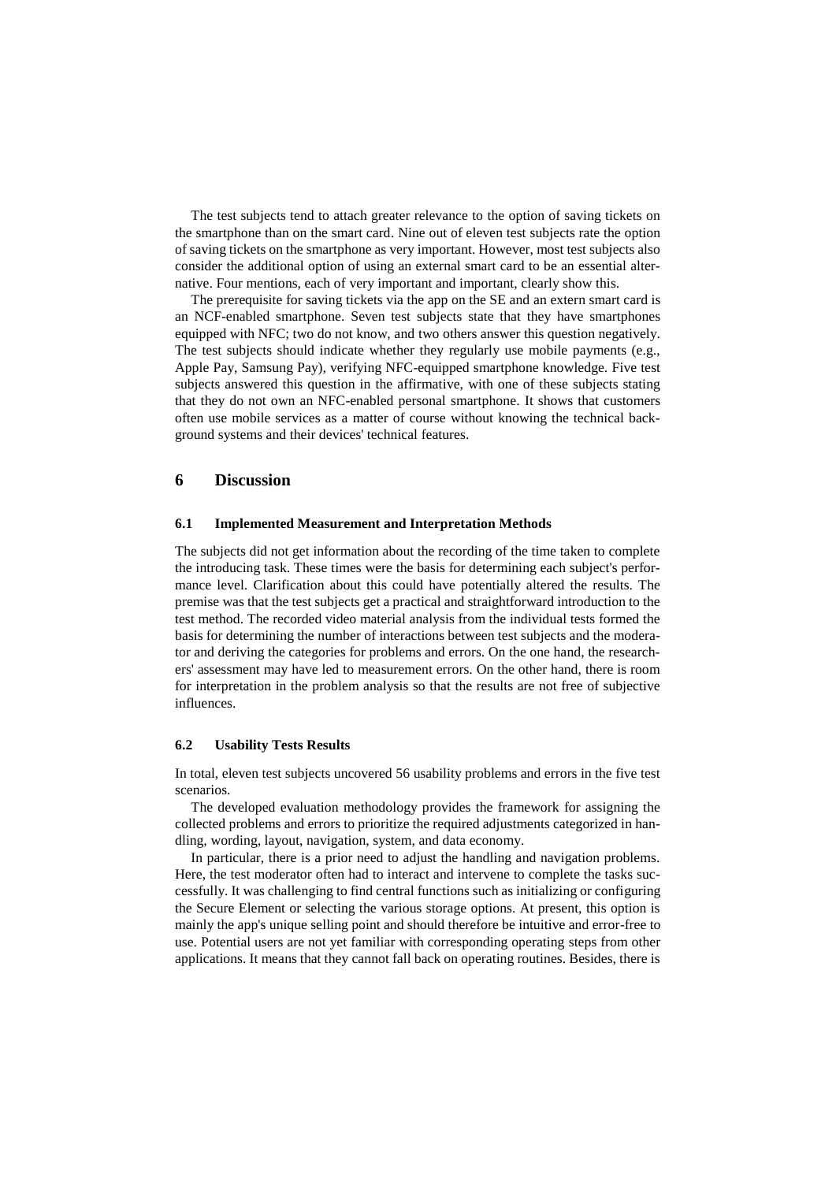The test subjects tend to attach greater relevance to the option of saving tickets on the smartphone than on the smart card. Nine out of eleven test subjects rate the option of saving tickets on the smartphone as very important. However, most test subjects also consider the additional option of using an external smart card to be an essential alternative. Four mentions, each of very important and important, clearly show this.

The prerequisite for saving tickets via the app on the SE and an extern smart card is an NCF-enabled smartphone. Seven test subjects state that they have smartphones equipped with NFC; two do not know, and two others answer this question negatively. The test subjects should indicate whether they regularly use mobile payments (e.g., Apple Pay, Samsung Pay), verifying NFC-equipped smartphone knowledge. Five test subjects answered this question in the affirmative, with one of these subjects stating that they do not own an NFC-enabled personal smartphone. It shows that customers often use mobile services as a matter of course without knowing the technical background systems and their devices' technical features.

## 6 Discussion

### 6.1 Implemented Measurement and Interpretation Methods

The subjects did not get information about the recording of the time taken to complete the introducing task. These times were the basis for determining each subject's performance level. Clarification about this could have potentially altered the results. The premise was that the test subjects get a practical and straightforward introduction to the test method. The recorded video material analysis from the individual tests formed the basis for determining the number of interactions between test subjects and the moderator and deriving the categories for problems and errors. On the one hand, the researchers' assessment may have led to measurement errors. On the other hand, there is room for interpretation in the problem analysis so that the results are not free of subjective influences.

### 6.2 Usability Tests Results

In total, eleven test subjects uncovered 56 usability problems and errors in the five test scenarios.

The developed evaluation methodology provides the framework for assigning the collected problems and errors to prioritize the required adjustments categorized in handling, wording, layout, navigation, system, and data economy.

In particular, there is a prior need to adjust the handling and navigation problems. Here, the test moderator often had to interact and intervene to complete the tasks successfully. It was challenging to find central functions such as initializing or configuring the Secure Element or selecting the various storage options. At present, this option is mainly the app's unique selling point and should therefore be intuitive and error-free to use. Potential users are not yet familiar with corresponding operating steps from other applications. It means that they cannot fall back on operating routines. Besides, there is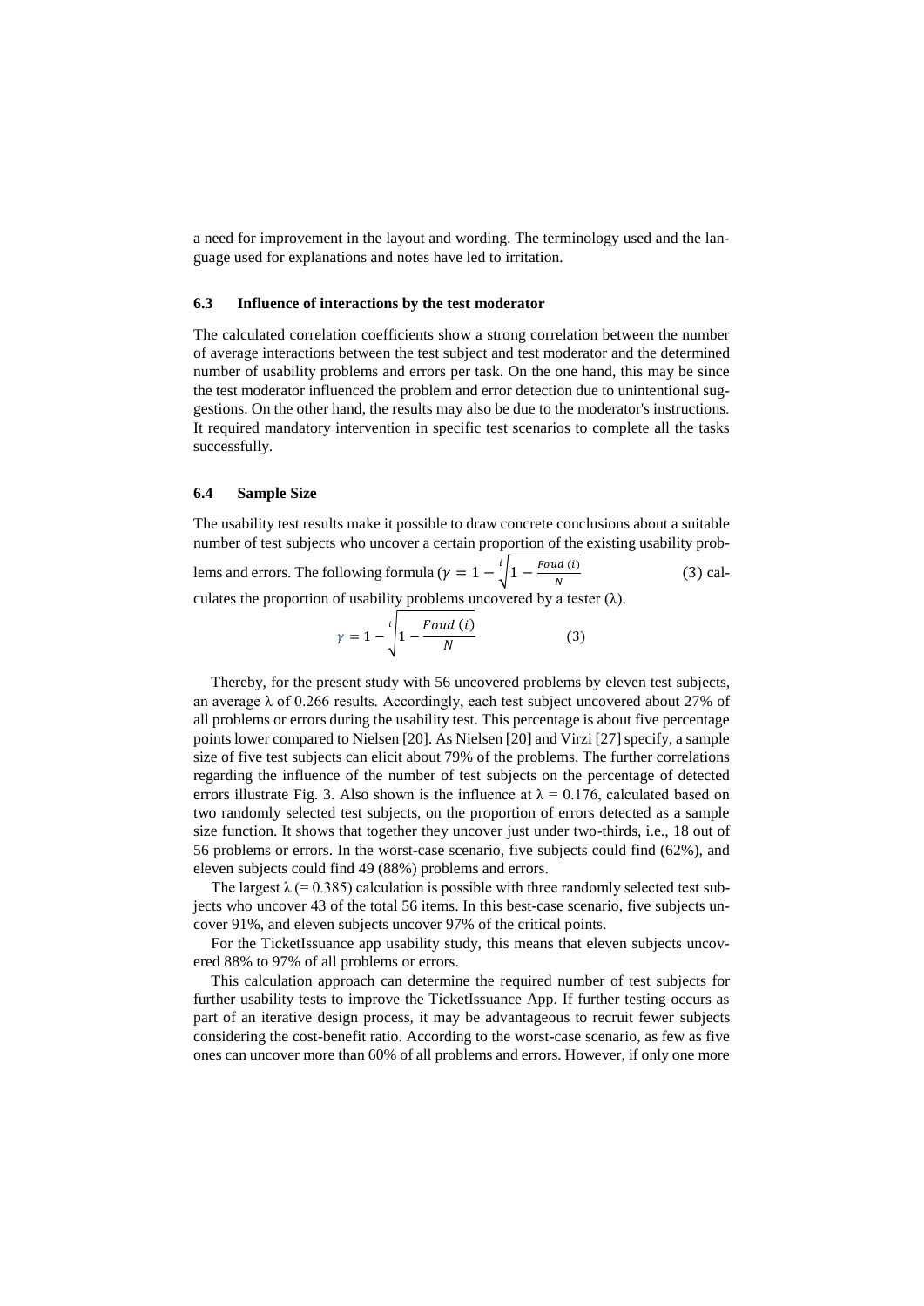a need for improvement in the layout and wording. The terminology used and the language used for explanations and notes have led to irritation.

### 6.3 Influence of interactions by the test moderator

The calculated correlation coefficients show a strong correlation between the number of average interactions between the test subject and test moderator and the determined number of usability problems and errors per task. On the one hand, this may be since the test moderator influenced the problem and error detection due to unintentional suggestions. On the other hand, the results may also be due to the moderator's instructions. It required mandatory intervention in specific test scenarios to complete all the tasks successfully.

### 6.4 Sample Size

The usability test results make it possible to draw concrete conclusions about a suitable number of test subjects who uncover a certain proportion of the existing usability problems and errors. The following formula ($\gamma = 1 - \sqrt[i]{1 - \frac{Foud\ (i)}{N}}$ (3) calculates the proportion of usability problems uncovered by a tester (λ).

$$\gamma = 1 - \sqrt[i]{1 - \frac{Foud\ (i)}{N}} \qquad (3)$$

Thereby, for the present study with 56 uncovered problems by eleven test subjects, an average λ of 0.266 results. Accordingly, each test subject uncovered about 27% of all problems or errors during the usability test. This percentage is about five percentage points lower compared to Nielsen [20]. As Nielsen [20] and Virzi [27] specify, a sample size of five test subjects can elicit about 79% of the problems. The further correlations regarding the influence of the number of test subjects on the percentage of detected errors illustrate Fig. 3. Also shown is the influence at λ = 0.176, calculated based on two randomly selected test subjects, on the proportion of errors detected as a sample size function. It shows that together they uncover just under two-thirds, i.e., 18 out of 56 problems or errors. In the worst-case scenario, five subjects could find (62%), and eleven subjects could find 49 (88%) problems and errors.

The largest λ (= 0.385) calculation is possible with three randomly selected test subjects who uncover 43 of the total 56 items. In this best-case scenario, five subjects uncover 91%, and eleven subjects uncover 97% of the critical points.

For the TicketIssuance app usability study, this means that eleven subjects uncovered 88% to 97% of all problems or errors.

This calculation approach can determine the required number of test subjects for further usability tests to improve the TicketIssuance App. If further testing occurs as part of an iterative design process, it may be advantageous to recruit fewer subjects considering the cost-benefit ratio. According to the worst-case scenario, as few as five ones can uncover more than 60% of all problems and errors. However, if only one more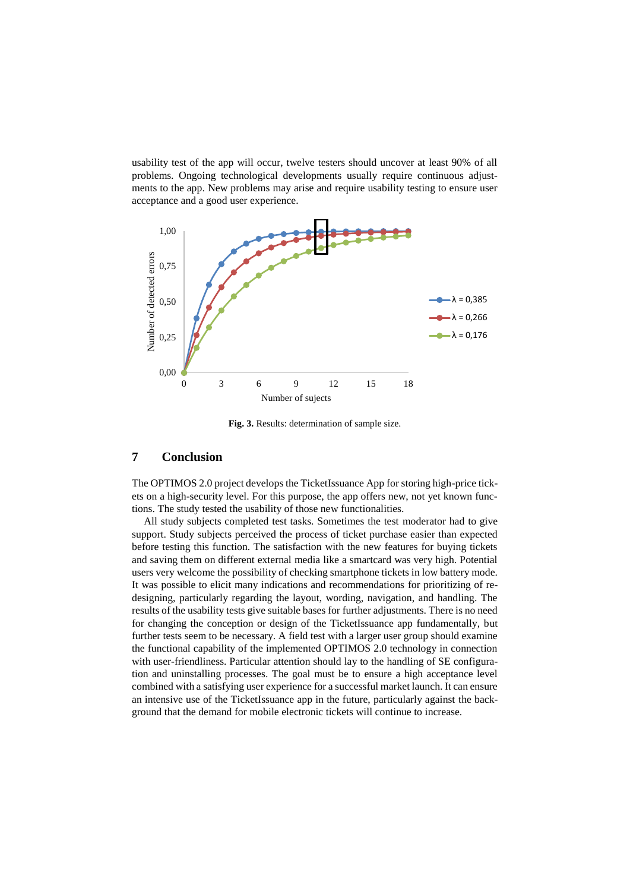usability test of the app will occur, twelve testers should uncover at least 90% of all problems. Ongoing technological developments usually require continuous adjustments to the app. New problems may arise and require usability testing to ensure user acceptance and a good user experience.

1,00
0,75
0,50
0,25
0,00
Number of detected errors
0
3
6
9
12
15
18
Number of sujects
λ = 0,385
λ = 0,266
λ = 0,176

**Fig. 3.** Results: determination of sample size.

## 7 Conclusion

The OPTIMOS 2.0 project develops the TicketIssuance App for storing high-price tickets on a high-security level. For this purpose, the app offers new, not yet known functions. The study tested the usability of those new functionalities.

All study subjects completed test tasks. Sometimes the test moderator had to give support. Study subjects perceived the process of ticket purchase easier than expected before testing this function. The satisfaction with the new features for buying tickets and saving them on different external media like a smartcard was very high. Potential users very welcome the possibility of checking smartphone tickets in low battery mode. It was possible to elicit many indications and recommendations for prioritizing of redesigning, particularly regarding the layout, wording, navigation, and handling. The results of the usability tests give suitable bases for further adjustments. There is no need for changing the conception or design of the TicketIssuance app fundamentally, but further tests seem to be necessary. A field test with a larger user group should examine the functional capability of the implemented OPTIMOS 2.0 technology in connection with user-friendliness. Particular attention should lay to the handling of SE configuration and uninstalling processes. The goal must be to ensure a high acceptance level combined with a satisfying user experience for a successful market launch. It can ensure an intensive use of the TicketIssuance app in the future, particularly against the background that the demand for mobile electronic tickets will continue to increase.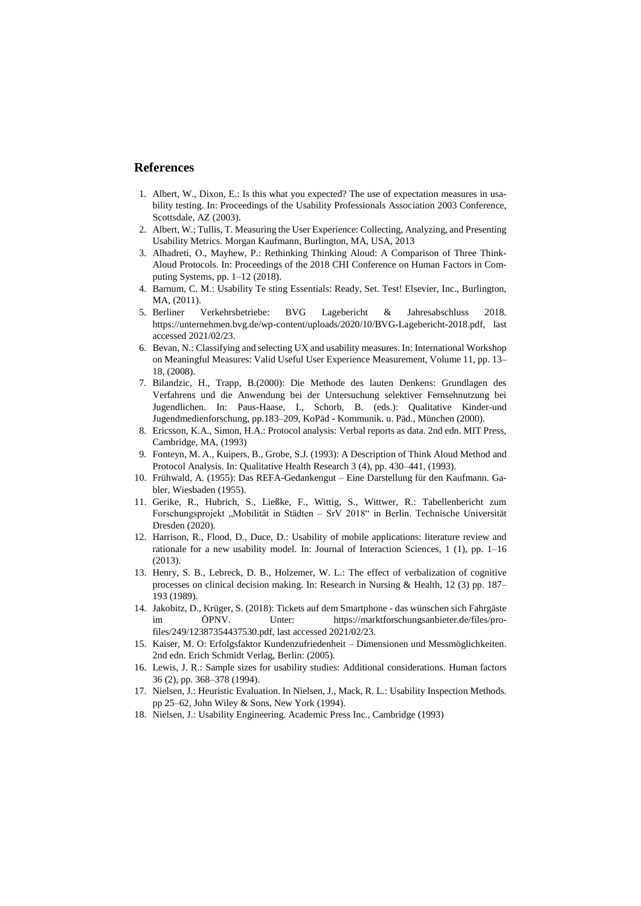## References

1. Albert, W., Dixon, E.: Is this what you expected? The use of expectation measures in usability testing. In: Proceedings of the Usability Professionals Association 2003 Conference, Scottsdale, AZ (2003).
2. Albert, W.; Tullis, T. Measuring the User Experience: Collecting, Analyzing, and Presenting Usability Metrics. Morgan Kaufmann, Burlington, MA, USA, 2013
3. Alhadreti, O., Mayhew, P.: Rethinking Thinking Aloud: A Comparison of Three Think-Aloud Protocols. In: Proceedings of the 2018 CHI Conference on Human Factors in Computing Systems, pp. 1–12 (2018).
4. Barnum, C. M.: Usability Te sting Essentials: Ready, Set. Test! Elsevier, Inc., Burlington, MA, (2011).
5. Berliner Verkehrsbetriebe: BVG Lagebericht & Jahresabschluss 2018. https://unternehmen.bvg.de/wp-content/uploads/2020/10/BVG-Lagebericht-2018.pdf, last accessed 2021/02/23.
6. Bevan, N.: Classifying and selecting UX and usability measures. In: International Workshop on Meaningful Measures: Valid Useful User Experience Measurement, Volume 11, pp. 13–18, (2008).
7. Bilandzic, H., Trapp, B.(2000): Die Methode des lauten Denkens: Grundlagen des Verfahrens und die Anwendung bei der Untersuchung selektiver Fernsehnutzung bei Jugendlichen. In: Paus-Haase, I., Schorb, B. (eds.): Qualitative Kinder-und Jugendmedienforschung, pp.183–209, KoPäd - Kommunik. u. Päd., München (2000).
8. Ericsson, K.A., Simon, H.A.: Protocol analysis: Verbal reports as data. 2nd edn. MIT Press, Cambridge, MA, (1993)
9. Fonteyn, M. A., Kuipers, B., Grobe, S.J. (1993): A Description of Think Aloud Method and Protocol Analysis. In: Qualitative Health Research 3 (4), pp. 430–441, (1993).
10. Frühwald, A. (1955): Das REFA-Gedankengut – Eine Darstellung für den Kaufmann. Gabler, Wiesbaden (1955).
11. Gerike, R., Hubrich, S., Ließke, F., Wittig, S., Wittwer, R.: Tabellenbericht zum Forschungsprojekt „Mobilität in Städten – SrV 2018" in Berlin. Technische Universität Dresden (2020).
12. Harrison, R., Flood, D., Duce, D.: Usability of mobile applications: literature review and rationale for a new usability model. In: Journal of Interaction Sciences, 1 (1), pp. 1–16 (2013).
13. Henry, S. B., Lebreck, D. B., Holzemer, W. L.: The effect of verbalization of cognitive processes on clinical decision making. In: Research in Nursing & Health, 12 (3) pp. 187–193 (1989).
14. Jakobitz, D., Krüger, S. (2018): Tickets auf dem Smartphone - das wünschen sich Fahrgäste im ÖPNV. Unter: https://marktforschungsanbieter.de/files/profiles/249/12387354437530.pdf, last accessed 2021/02/23.
15. Kaiser, M. O: Erfolgsfaktor Kundenzufriedenheit – Dimensionen und Messmöglichkeiten. 2nd edn. Erich Schmidt Verlag, Berlin: (2005).
16. Lewis, J. R.: Sample sizes for usability studies: Additional considerations. Human factors 36 (2), pp. 368–378 (1994).
17. Nielsen, J.: Heuristic Evaluation. In Nielsen, J., Mack, R. L.: Usability Inspection Methods. pp 25–62, John Wiley & Sons, New York (1994).
18. Nielsen, J.: Usability Engineering. Academic Press Inc., Cambridge (1993)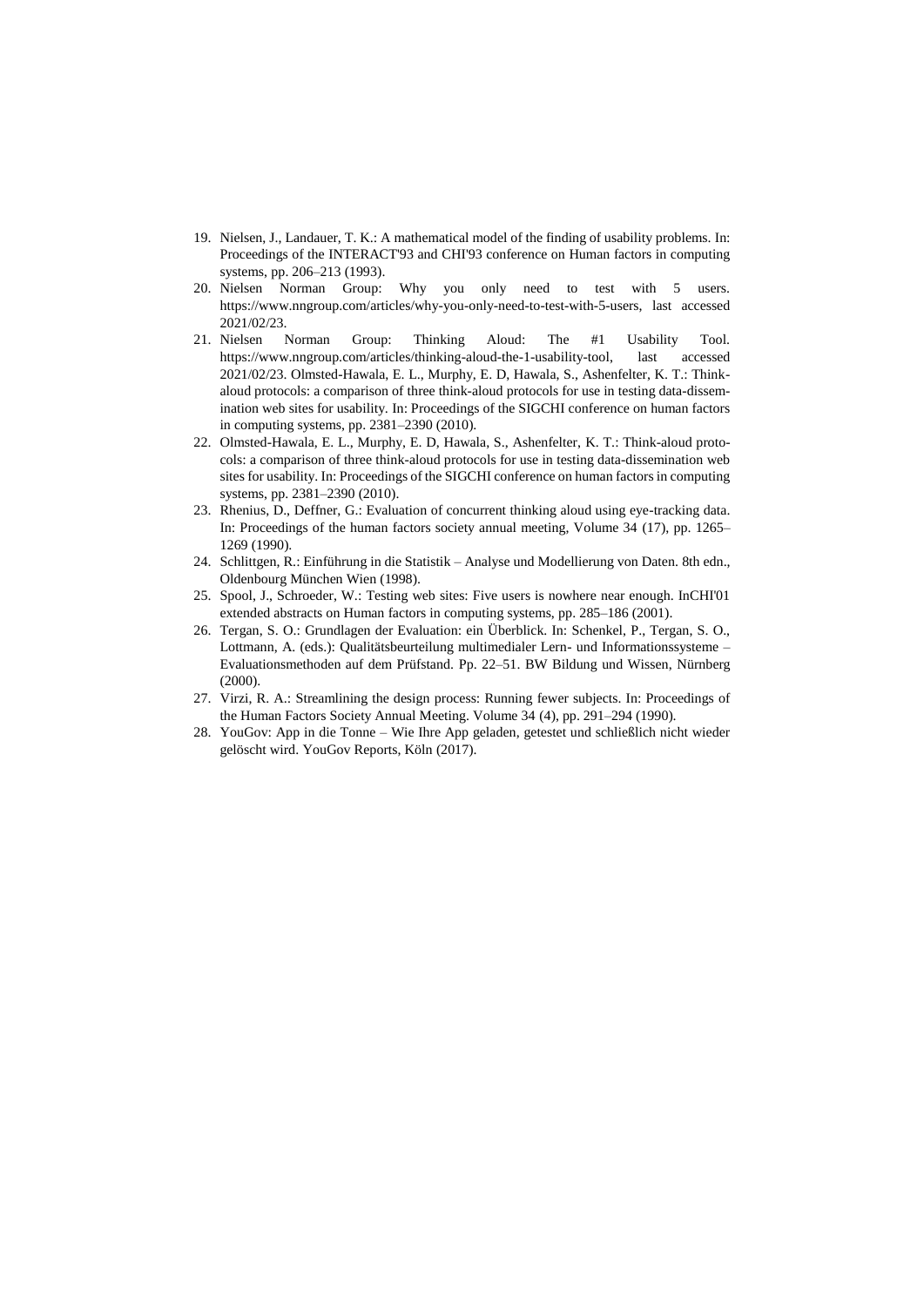19. Nielsen, J., Landauer, T. K.: A mathematical model of the finding of usability problems. In: Proceedings of the INTERACT'93 and CHI'93 conference on Human factors in computing systems, pp. 206–213 (1993).
20. Nielsen Norman Group: Why you only need to test with 5 users. https://www.nngroup.com/articles/why-you-only-need-to-test-with-5-users, last accessed 2021/02/23.
21. Nielsen Norman Group: Thinking Aloud: The #1 Usability Tool. https://www.nngroup.com/articles/thinking-aloud-the-1-usability-tool, last accessed 2021/02/23. Olmsted-Hawala, E. L., Murphy, E. D, Hawala, S., Ashenfelter, K. T.: Think-aloud protocols: a comparison of three think-aloud protocols for use in testing data-dissemination web sites for usability. In: Proceedings of the SIGCHI conference on human factors in computing systems, pp. 2381–2390 (2010).
22. Olmsted-Hawala, E. L., Murphy, E. D, Hawala, S., Ashenfelter, K. T.: Think-aloud protocols: a comparison of three think-aloud protocols for use in testing data-dissemination web sites for usability. In: Proceedings of the SIGCHI conference on human factors in computing systems, pp. 2381–2390 (2010).
23. Rhenius, D., Deffner, G.: Evaluation of concurrent thinking aloud using eye-tracking data. In: Proceedings of the human factors society annual meeting, Volume 34 (17), pp. 1265–1269 (1990).
24. Schlittgen, R.: Einführung in die Statistik – Analyse und Modellierung von Daten. 8th edn., Oldenbourg München Wien (1998).
25. Spool, J., Schroeder, W.: Testing web sites: Five users is nowhere near enough. InCHI'01 extended abstracts on Human factors in computing systems, pp. 285–186 (2001).
26. Tergan, S. O.: Grundlagen der Evaluation: ein Überblick. In: Schenkel, P., Tergan, S. O., Lottmann, A. (eds.): Qualitätsbeurteilung multimedialer Lern- und Informationssysteme – Evaluationsmethoden auf dem Prüfstand. Pp. 22–51. BW Bildung und Wissen, Nürnberg (2000).
27. Virzi, R. A.: Streamlining the design process: Running fewer subjects. In: Proceedings of the Human Factors Society Annual Meeting. Volume 34 (4), pp. 291–294 (1990).
28. YouGov: App in die Tonne – Wie Ihre App geladen, getestet und schließlich nicht wieder gelöscht wird. YouGov Reports, Köln (2017).